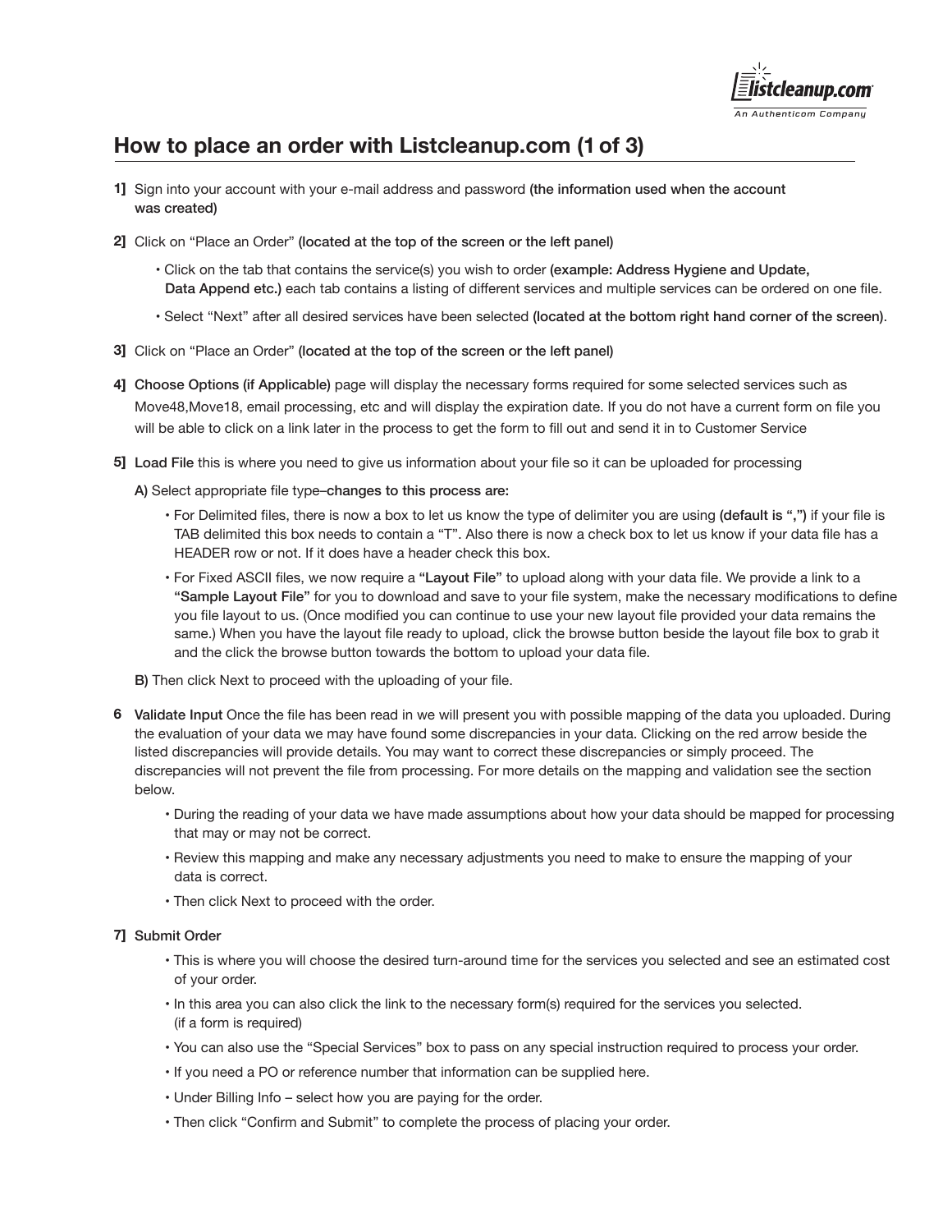# How to place an order with Listcleanup.com (1 of 3)

**1]** Sign into your account with your e-mail address and password **(the information used when the account was created)**

**2]** Click on "Place an Order" **(located at the top of the screen or the left panel)**

- Click on the tab that contains the service(s) you wish to order **(example: Address Hygiene and Update, Data Append etc.)** each tab contains a listing of different services and multiple services can be ordered on one file.
- Select "Next" after all desired services have been selected **(located at the bottom right hand corner of the screen)**.

**3]** Click on "Place an Order" **(located at the top of the screen or the left panel)**

**4]** **Choose Options (if Applicable)** page will display the necessary forms required for some selected services such as Move48,Move18, email processing, etc and will display the expiration date. If you do not have a current form on file you will be able to click on a link later in the process to get the form to fill out and send it in to Customer Service

**5]** **Load File** this is where you need to give us information about your file so it can be uploaded for processing

**A)** Select appropriate file type–**changes to this process are:**

- For Delimited files, there is now a box to let us know the type of delimiter you are using **(default is ",")** if your file is TAB delimited this box needs to contain a "T". Also there is now a check box to let us know if your data file has a HEADER row or not. If it does have a header check this box.
- For Fixed ASCII files, we now require a **"Layout File"** to upload along with your data file. We provide a link to a **"Sample Layout File"** for you to download and save to your file system, make the necessary modifications to define you file layout to us. (Once modified you can continue to use your new layout file provided your data remains the same.) When you have the layout file ready to upload, click the browse button beside the layout file box to grab it and the click the browse button towards the bottom to upload your data file.

**B)** Then click Next to proceed with the uploading of your file.

**6** **Validate Input** Once the file has been read in we will present you with possible mapping of the data you uploaded. During the evaluation of your data we may have found some discrepancies in your data. Clicking on the red arrow beside the listed discrepancies will provide details. You may want to correct these discrepancies or simply proceed. The discrepancies will not prevent the file from processing. For more details on the mapping and validation see the section below.

- During the reading of your data we have made assumptions about how your data should be mapped for processing that may or may not be correct.
- Review this mapping and make any necessary adjustments you need to make to ensure the mapping of your data is correct.
- Then click Next to proceed with the order.

**7]** **Submit Order**

- This is where you will choose the desired turn-around time for the services you selected and see an estimated cost of your order.
- In this area you can also click the link to the necessary form(s) required for the services you selected. (if a form is required)
- You can also use the "Special Services" box to pass on any special instruction required to process your order.
- If you need a PO or reference number that information can be supplied here.
- Under Billing Info – select how you are paying for the order.
- Then click "Confirm and Submit" to complete the process of placing your order.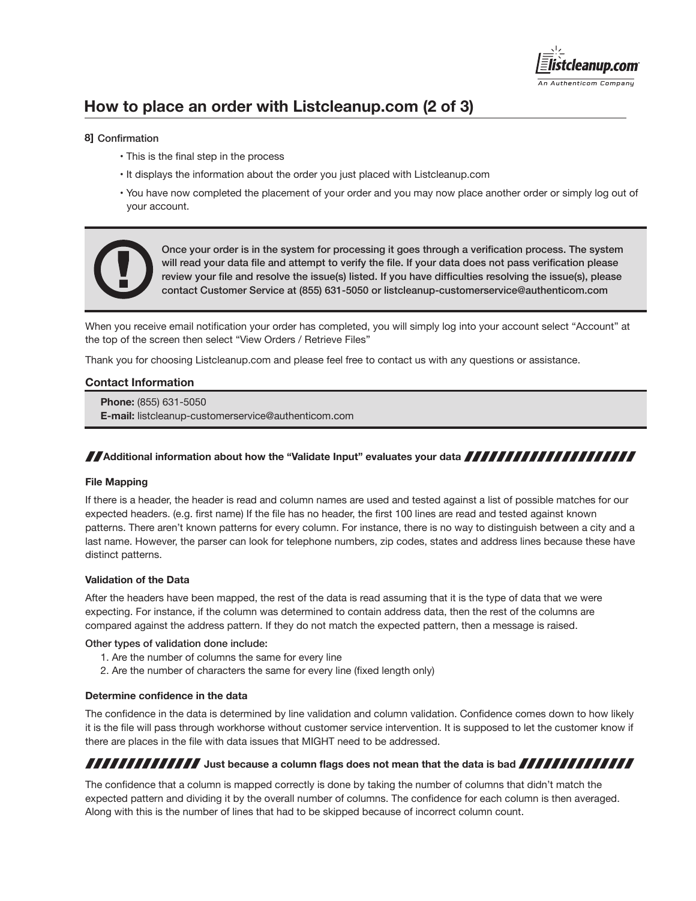# How to place an order with Listcleanup.com (2 of 3)

**8]** Confirmation

- This is the final step in the process
- It displays the information about the order you just placed with Listcleanup.com
- You have now completed the placement of your order and you may now place another order or simply log out of your account.

> **Once your order is in the system for processing it goes through a verification process. The system will read your data file and attempt to verify the file. If your data does not pass verification please review your file and resolve the issue(s) listed. If you have difficulties resolving the issue(s), please contact Customer Service at (855) 631-5050 or listcleanup-customerservice@authenticom.com**

When you receive email notification your order has completed, you will simply log into your account select "Account" at the top of the screen then select "View Orders / Retrieve Files"

Thank you for choosing Listcleanup.com and please feel free to contact us with any questions or assistance.

### Contact Information

**Phone:** (855) 631-5050
**E-mail:** listcleanup-customerservice@authenticom.com

### Additional information about how the "Validate Input" evaluates your data

**File Mapping**

If there is a header, the header is read and column names are used and tested against a list of possible matches for our expected headers. (e.g. first name) If the file has no header, the first 100 lines are read and tested against known patterns. There aren't known patterns for every column. For instance, there is no way to distinguish between a city and a last name. However, the parser can look for telephone numbers, zip codes, states and address lines because these have distinct patterns.

**Validation of the Data**

After the headers have been mapped, the rest of the data is read assuming that it is the type of data that we were expecting. For instance, if the column was determined to contain address data, then the rest of the columns are compared against the address pattern. If they do not match the expected pattern, then a message is raised.

Other types of validation done include:

1. Are the number of columns the same for every line
2. Are the number of characters the same for every line (fixed length only)

**Determine confidence in the data**

The confidence in the data is determined by line validation and column validation. Confidence comes down to how likely it is the file will pass through workhorse without customer service intervention. It is supposed to let the customer know if there are places in the file with data issues that MIGHT need to be addressed.

### Just because a column flags does not mean that the data is bad

The confidence that a column is mapped correctly is done by taking the number of columns that didn't match the expected pattern and dividing it by the overall number of columns. The confidence for each column is then averaged. Along with this is the number of lines that had to be skipped because of incorrect column count.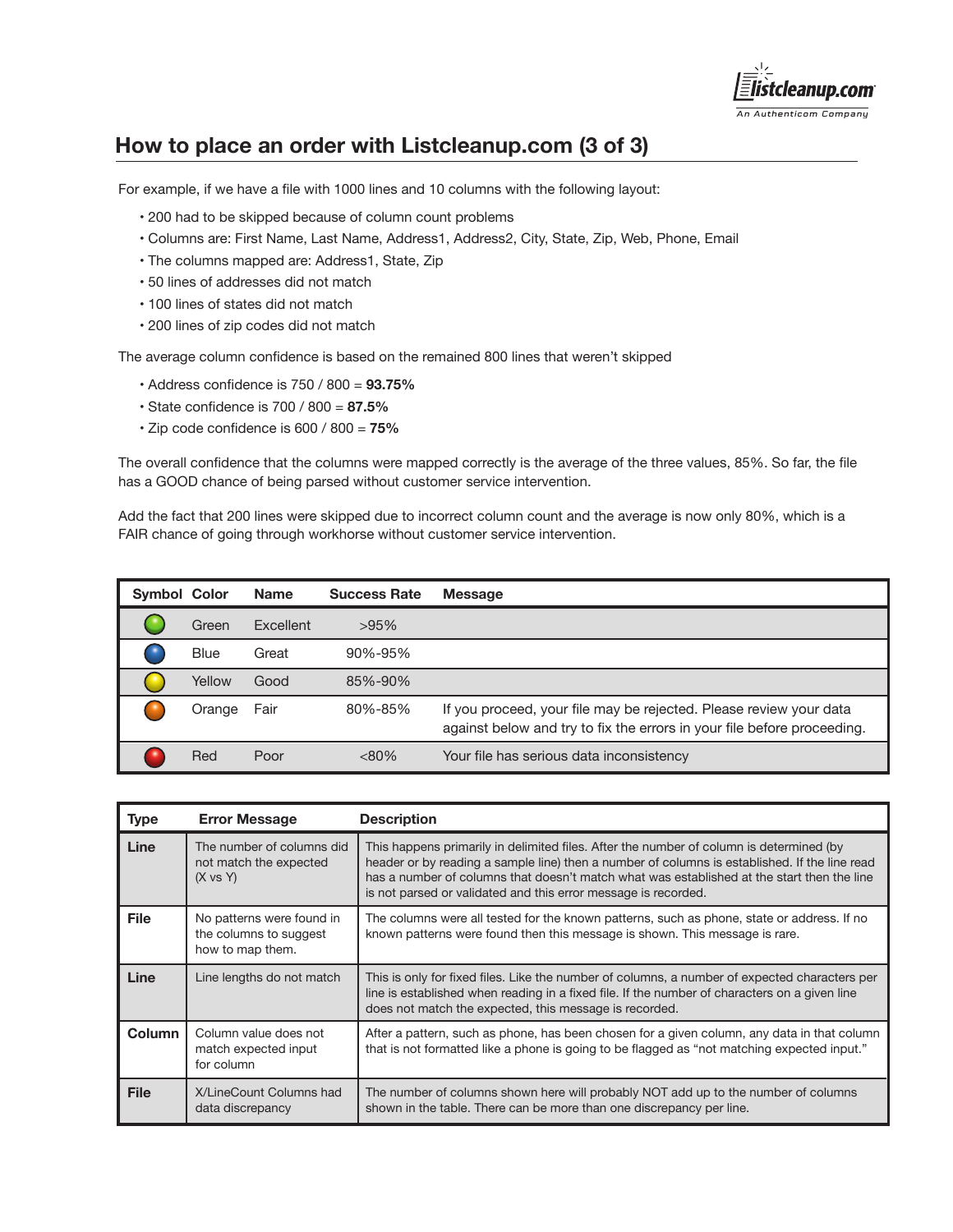# How to place an order with Listcleanup.com (3 of 3)

For example, if we have a file with 1000 lines and 10 columns with the following layout:

- 200 had to be skipped because of column count problems
- Columns are: First Name, Last Name, Address1, Address2, City, State, Zip, Web, Phone, Email
- The columns mapped are: Address1, State, Zip
- 50 lines of addresses did not match
- 100 lines of states did not match
- 200 lines of zip codes did not match

The average column confidence is based on the remained 800 lines that weren't skipped

- Address confidence is 750 / 800 = **93.75%**
- State confidence is 700 / 800 = **87.5%**
- Zip code confidence is 600 / 800 = **75%**

The overall confidence that the columns were mapped correctly is the average of the three values, 85%. So far, the file has a GOOD chance of being parsed without customer service intervention.

Add the fact that 200 lines were skipped due to incorrect column count and the average is now only 80%, which is a FAIR chance of going through workhorse without customer service intervention.

| Symbol | Color | Name | Success Rate | Message |
|---|---|---|---|---|
| | Green | Excellent | >95% | |
| | Blue | Great | 90%-95% | |
| | Yellow | Good | 85%-90% | |
| | Orange | Fair | 80%-85% | If you proceed, your file may be rejected. Please review your data against below and try to fix the errors in your file before proceeding. |
| | Red | Poor | <80% | Your file has serious data inconsistency |

| Type | Error Message | Description |
|---|---|---|
| **Line** | The number of columns did not match the expected (X vs Y) | This happens primarily in delimited files. After the number of column is determined (by header or by reading a sample line) then a number of columns is established. If the line read has a number of columns that doesn't match what was established at the start then the line is not parsed or validated and this error message is recorded. |
| **File** | No patterns were found in the columns to suggest how to map them. | The columns were all tested for the known patterns, such as phone, state or address. If no known patterns were found then this message is shown. This message is rare. |
| **Line** | Line lengths do not match | This is only for fixed files. Like the number of columns, a number of expected characters per line is established when reading in a fixed file. If the number of characters on a given line does not match the expected, this message is recorded. |
| **Column** | Column value does not match expected input for column | After a pattern, such as phone, has been chosen for a given column, any data in that column that is not formatted like a phone is going to be flagged as "not matching expected input." |
| **File** | X/LineCount Columns had data discrepancy | The number of columns shown here will probably NOT add up to the number of columns shown in the table. There can be more than one discrepancy per line. |